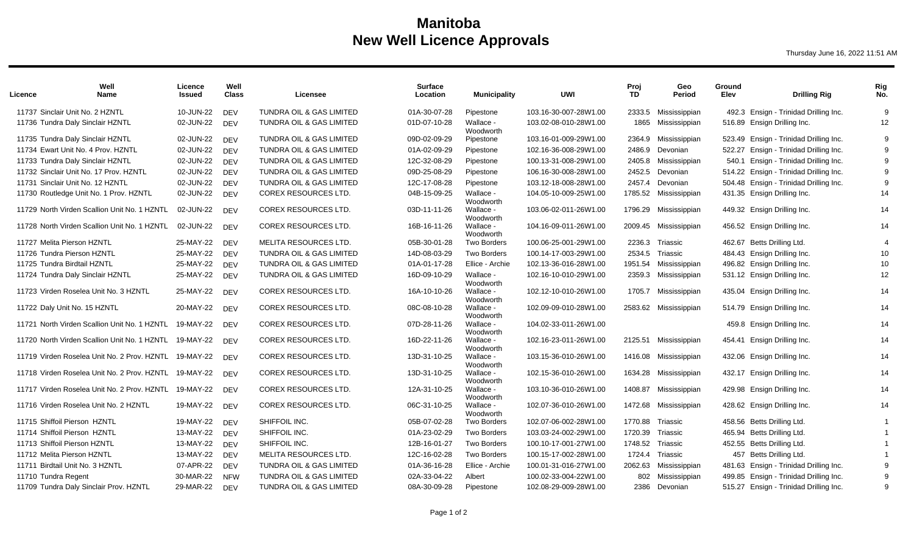# Manitoba
# New Well Licence Approvals

Thursday June 16, 2022 11:51 AM

| Licence | Well Name | Licence Issued | Well Class | Licensee | Surface Location | Municipality | UWI | Proj TD | Geo Period | Ground Elev | Drilling Rig | Rig No. |
|---|---|---|---|---|---|---|---|---|---|---|---|---|
| 11737 | Sinclair Unit No. 2 HZNTL | 10-JUN-22 | DEV | TUNDRA OIL & GAS LIMITED | 01A-30-07-28 | Pipestone | 103.16-30-007-28W1.00 | 2333.5 | Mississippian | 492.3 | Ensign - Trinidad Drilling Inc. | 9 |
| 11736 | Tundra Daly Sinclair HZNTL | 02-JUN-22 | DEV | TUNDRA OIL & GAS LIMITED | 01D-07-10-28 | Wallace - Woodworth | 103.02-08-010-28W1.00 | 1865 | Mississippian | 516.89 | Ensign Drilling Inc. | 12 |
| 11735 | Tundra Daly Sinclair HZNTL | 02-JUN-22 | DEV | TUNDRA OIL & GAS LIMITED | 09D-02-09-29 | Pipestone | 103.16-01-009-29W1.00 | 2364.9 | Mississippian | 523.49 | Ensign - Trinidad Drilling Inc. | 9 |
| 11734 | Ewart Unit No. 4 Prov. HZNTL | 02-JUN-22 | DEV | TUNDRA OIL & GAS LIMITED | 01A-02-09-29 | Pipestone | 102.16-36-008-29W1.00 | 2486.9 | Devonian | 522.27 | Ensign - Trinidad Drilling Inc. | 9 |
| 11733 | Tundra Daly Sinclair HZNTL | 02-JUN-22 | DEV | TUNDRA OIL & GAS LIMITED | 12C-32-08-29 | Pipestone | 100.13-31-008-29W1.00 | 2405.8 | Mississippian | 540.1 | Ensign - Trinidad Drilling Inc. | 9 |
| 11732 | Sinclair Unit No. 17 Prov. HZNTL | 02-JUN-22 | DEV | TUNDRA OIL & GAS LIMITED | 09D-25-08-29 | Pipestone | 106.16-30-008-28W1.00 | 2452.5 | Devonian | 514.22 | Ensign - Trinidad Drilling Inc. | 9 |
| 11731 | Sinclair Unit No. 12 HZNTL | 02-JUN-22 | DEV | TUNDRA OIL & GAS LIMITED | 12C-17-08-28 | Pipestone | 103.12-18-008-28W1.00 | 2457.4 | Devonian | 504.48 | Ensign - Trinidad Drilling Inc. | 9 |
| 11730 | Routledge Unit No. 1 Prov. HZNTL | 02-JUN-22 | DEV | COREX RESOURCES LTD. | 04B-15-09-25 | Wallace - Woodworth | 104.05-10-009-25W1.00 | 1785.52 | Mississippian | 431.35 | Ensign Drilling Inc. | 14 |
| 11729 | North Virden Scallion Unit No. 1 HZNTL | 02-JUN-22 | DEV | COREX RESOURCES LTD. | 03D-11-11-26 | Wallace - Woodworth | 103.06-02-011-26W1.00 | 1796.29 | Mississippian | 449.32 | Ensign Drilling Inc. | 14 |
| 11728 | North Virden Scallion Unit No. 1 HZNTL | 02-JUN-22 | DEV | COREX RESOURCES LTD. | 16B-16-11-26 | Wallace - Woodworth | 104.16-09-011-26W1.00 | 2009.45 | Mississippian | 456.52 | Ensign Drilling Inc. | 14 |
| 11727 | Melita Pierson HZNTL | 25-MAY-22 | DEV | MELITA RESOURCES LTD. | 05B-30-01-28 | Two Borders | 100.06-25-001-29W1.00 | 2236.3 | Triassic | 462.67 | Betts Drilling Ltd. | 4 |
| 11726 | Tundra Pierson HZNTL | 25-MAY-22 | DEV | TUNDRA OIL & GAS LIMITED | 14D-08-03-29 | Two Borders | 100.14-17-003-29W1.00 | 2534.5 | Triassic | 484.43 | Ensign Drilling Inc. | 10 |
| 11725 | Tundra Birdtail HZNTL | 25-MAY-22 | DEV | TUNDRA OIL & GAS LIMITED | 01A-01-17-28 | Ellice - Archie | 102.13-36-016-28W1.00 | 1951.54 | Mississippian | 496.82 | Ensign Drilling Inc. | 10 |
| 11724 | Tundra Daly Sinclair HZNTL | 25-MAY-22 | DEV | TUNDRA OIL & GAS LIMITED | 16D-09-10-29 | Wallace - Woodworth | 102.16-10-010-29W1.00 | 2359.3 | Mississippian | 531.12 | Ensign Drilling Inc. | 12 |
| 11723 | Virden Roselea Unit No. 3 HZNTL | 25-MAY-22 | DEV | COREX RESOURCES LTD. | 16A-10-10-26 | Wallace - Woodworth | 102.12-10-010-26W1.00 | 1705.7 | Mississippian | 435.04 | Ensign Drilling Inc. | 14 |
| 11722 | Daly Unit No. 15 HZNTL | 20-MAY-22 | DEV | COREX RESOURCES LTD. | 08C-08-10-28 | Wallace - Woodworth | 102.09-09-010-28W1.00 | 2583.62 | Mississippian | 514.79 | Ensign Drilling Inc. | 14 |
| 11721 | North Virden Scallion Unit No. 1 HZNTL | 19-MAY-22 | DEV | COREX RESOURCES LTD. | 07D-28-11-26 | Wallace - Woodworth | 104.02-33-011-26W1.00 | | | 459.8 | Ensign Drilling Inc. | 14 |
| 11720 | North Virden Scallion Unit No. 1 HZNTL | 19-MAY-22 | DEV | COREX RESOURCES LTD. | 16D-22-11-26 | Wallace - Woodworth | 102.16-23-011-26W1.00 | 2125.51 | Mississippian | 454.41 | Ensign Drilling Inc. | 14 |
| 11719 | Virden Roselea Unit No. 2 Prov. HZNTL | 19-MAY-22 | DEV | COREX RESOURCES LTD. | 13D-31-10-25 | Wallace - Woodworth | 103.15-36-010-26W1.00 | 1416.08 | Mississippian | 432.06 | Ensign Drilling Inc. | 14 |
| 11718 | Virden Roselea Unit No. 2 Prov. HZNTL | 19-MAY-22 | DEV | COREX RESOURCES LTD. | 13D-31-10-25 | Wallace - Woodworth | 102.15-36-010-26W1.00 | 1634.28 | Mississippian | 432.17 | Ensign Drilling Inc. | 14 |
| 11717 | Virden Roselea Unit No. 2 Prov. HZNTL | 19-MAY-22 | DEV | COREX RESOURCES LTD. | 12A-31-10-25 | Wallace - Woodworth | 103.10-36-010-26W1.00 | 1408.87 | Mississippian | 429.98 | Ensign Drilling Inc. | 14 |
| 11716 | Virden Roselea Unit No. 2 HZNTL | 19-MAY-22 | DEV | COREX RESOURCES LTD. | 06C-31-10-25 | Wallace - Woodworth | 102.07-36-010-26W1.00 | 1472.68 | Mississippian | 428.62 | Ensign Drilling Inc. | 14 |
| 11715 | Shiffoil Pierson HZNTL | 19-MAY-22 | DEV | SHIFFOIL INC. | 05B-07-02-28 | Two Borders | 102.07-06-002-28W1.00 | 1770.88 | Triassic | 458.56 | Betts Drilling Ltd. | 1 |
| 11714 | Shiffoil Pierson HZNTL | 13-MAY-22 | DEV | SHIFFOIL INC. | 01A-23-02-29 | Two Borders | 103.03-24-002-29W1.00 | 1720.39 | Triassic | 465.94 | Betts Drilling Ltd. | 1 |
| 11713 | Shiffoil Pierson HZNTL | 13-MAY-22 | DEV | SHIFFOIL INC. | 12B-16-01-27 | Two Borders | 100.10-17-001-27W1.00 | 1748.52 | Triassic | 452.55 | Betts Drilling Ltd. | 1 |
| 11712 | Melita Pierson HZNTL | 13-MAY-22 | DEV | MELITA RESOURCES LTD. | 12C-16-02-28 | Two Borders | 100.15-17-002-28W1.00 | 1724.4 | Triassic | 457 | Betts Drilling Ltd. | 1 |
| 11711 | Birdtail Unit No. 3 HZNTL | 07-APR-22 | DEV | TUNDRA OIL & GAS LIMITED | 01A-36-16-28 | Ellice - Archie | 100.01-31-016-27W1.00 | 2062.63 | Mississippian | 481.63 | Ensign - Trinidad Drilling Inc. | 9 |
| 11710 | Tundra Regent | 30-MAR-22 | NFW | TUNDRA OIL & GAS LIMITED | 02A-33-04-22 | Albert | 100.02-33-004-22W1.00 | 802 | Mississippian | 499.85 | Ensign - Trinidad Drilling Inc. | 9 |
| 11709 | Tundra Daly Sinclair Prov. HZNTL | 29-MAR-22 | DEV | TUNDRA OIL & GAS LIMITED | 08A-30-09-28 | Pipestone | 102.08-29-009-28W1.00 | 2386 | Devonian | 515.27 | Ensign - Trinidad Drilling Inc. | 9 |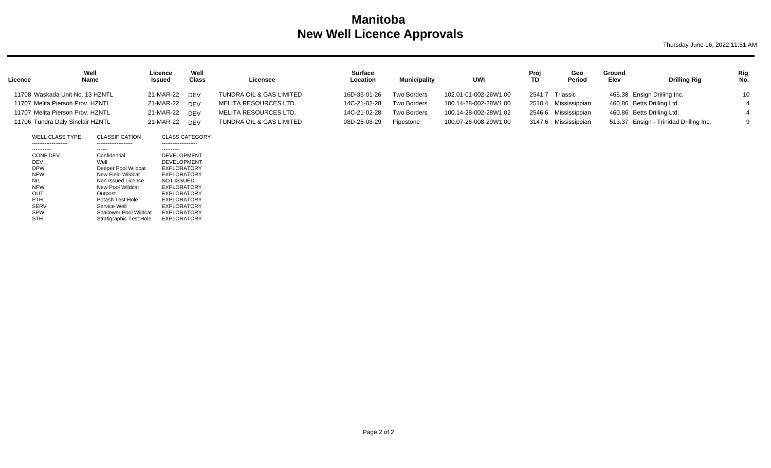# Manitoba
# New Well Licence Approvals

Thursday June 16, 2022 11:51 AM

| Licence | Well Name | Licence Issued | Well Class | Licensee | Surface Location | Municipality | UWI | Proj TD | Geo Period | Ground Elev | Drilling Rig | Rig No. |
|---|---|---|---|---|---|---|---|---|---|---|---|---|
| 11708 | Waskada Unit No. 13 HZNTL | 21-MAR-22 | DEV | TUNDRA OIL & GAS LIMITED | 16D-35-01-26 | Two Borders | 102.01-01-002-26W1.00 | 2541.7 | Triassic | 465.38 | Ensign Drilling Inc. | 10 |
| 11707 | Melita Pierson Prov. HZNTL | 21-MAR-22 | DEV | MELITA RESOURCES LTD. | 14C-21-02-28 | Two Borders | 100.14-28-002-28W1.00 | 2510.4 | Mississippian | 460.86 | Betts Drilling Ltd. | 4 |
| 11707 | Melita Pierson Prov. HZNTL | 21-MAR-22 | DEV | MELITA RESOURCES LTD. | 14C-21-02-28 | Two Borders | 100.14-28-002-28W1.02 | 2546.6 | Mississippian | 460.86 | Betts Drilling Ltd. | 4 |
| 11706 | Tundra Daly Sinclair HZNTL | 21-MAR-22 | DEV | TUNDRA OIL & GAS LIMITED | 08D-25-08-29 | Pipestone | 100.07-26-008-29W1.00 | 3147.6 | Mississippian | 513.37 | Ensign - Trinidad Drilling Inc. | 9 |

| WELL CLASS TYPE | CLASSIFICATION | CLASS CATEGORY |
|---|---|---|
| CONF DEV | Confidential | DEVELOPMENT |
| DEV | Well | DEVELOPMENT |
| DPW | Deeper Pool Wildcat | EXPLORATORY |
| NFW | New Field Wildcat | EXPLORATORY |
| NIL | Non Issued Licence | NOT ISSUED |
| NPW | New Pool Wildcat | EXPLORATORY |
| OUT | Outpost | EXPLORATORY |
| PTH | Potash Test Hole | EXPLORATORY |
| SERV | Service Well | EXPLORATORY |
| SPW | Shallower Pool Wildcat | EXPLORATORY |
| STH | Stratigraphic Test Hole | EXPLORATORY |